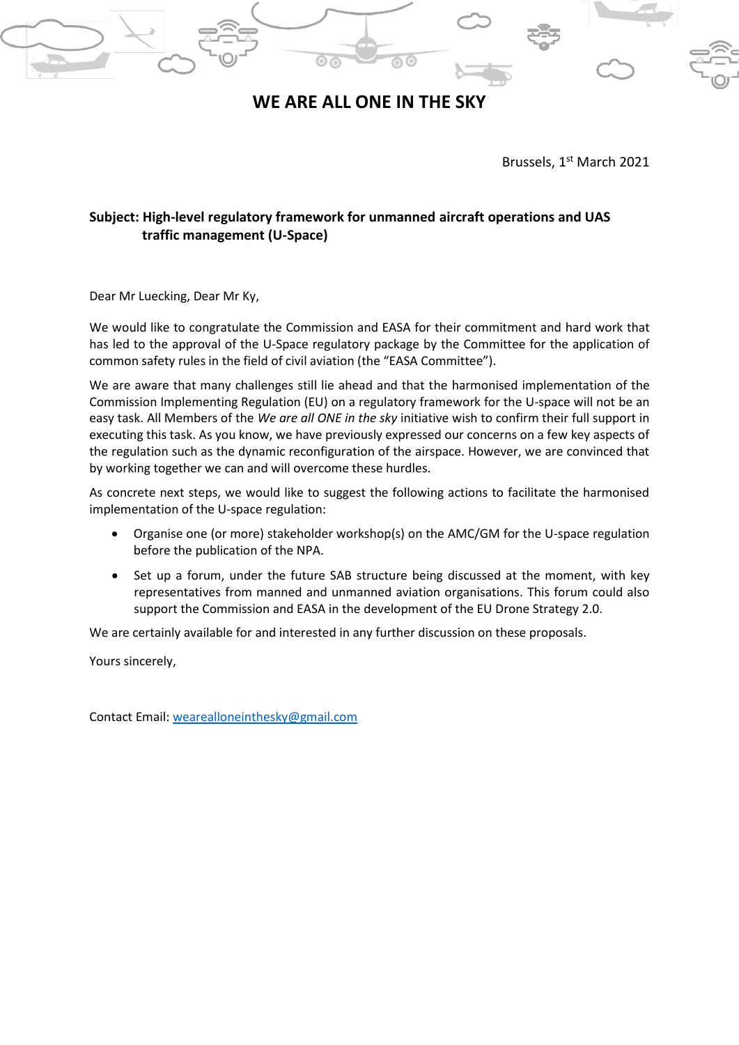# WE ARE ALL ONE IN THE SKY

Brussels, 1st March 2021

**Subject: High-level regulatory framework for unmanned aircraft operations and UAS traffic management (U-Space)**

Dear Mr Luecking, Dear Mr Ky,

We would like to congratulate the Commission and EASA for their commitment and hard work that has led to the approval of the U-Space regulatory package by the Committee for the application of common safety rules in the field of civil aviation (the "EASA Committee").

We are aware that many challenges still lie ahead and that the harmonised implementation of the Commission Implementing Regulation (EU) on a regulatory framework for the U-space will not be an easy task. All Members of the *We are all ONE in the sky* initiative wish to confirm their full support in executing this task. As you know, we have previously expressed our concerns on a few key aspects of the regulation such as the dynamic reconfiguration of the airspace. However, we are convinced that by working together we can and will overcome these hurdles.

As concrete next steps, we would like to suggest the following actions to facilitate the harmonised implementation of the U-space regulation:

- Organise one (or more) stakeholder workshop(s) on the AMC/GM for the U-space regulation before the publication of the NPA.
- Set up a forum, under the future SAB structure being discussed at the moment, with key representatives from manned and unmanned aviation organisations. This forum could also support the Commission and EASA in the development of the EU Drone Strategy 2.0.

We are certainly available for and interested in any further discussion on these proposals.

Yours sincerely,

Contact Email: wearealloneinthesky@gmail.com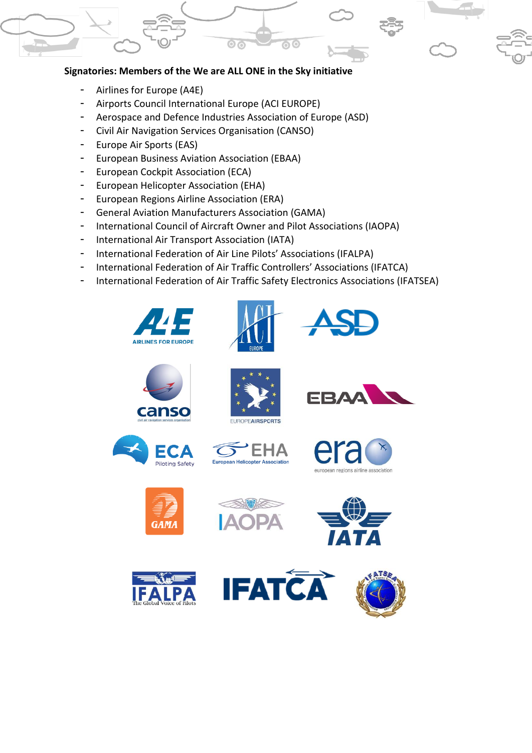**Signatories: Members of the We are ALL ONE in the Sky initiative**

- Airlines for Europe (A4E)
- Airports Council International Europe (ACI EUROPE)
- Aerospace and Defence Industries Association of Europe (ASD)
- Civil Air Navigation Services Organisation (CANSO)
- Europe Air Sports (EAS)
- European Business Aviation Association (EBAA)
- European Cockpit Association (ECA)
- European Helicopter Association (EHA)
- European Regions Airline Association (ERA)
- General Aviation Manufacturers Association (GAMA)
- International Council of Aircraft Owner and Pilot Associations (IAOPA)
- International Air Transport Association (IATA)
- International Federation of Air Line Pilots' Associations (IFALPA)
- International Federation of Air Traffic Controllers' Associations (IFATCA)
- International Federation of Air Traffic Safety Electronics Associations (IFATSEA)